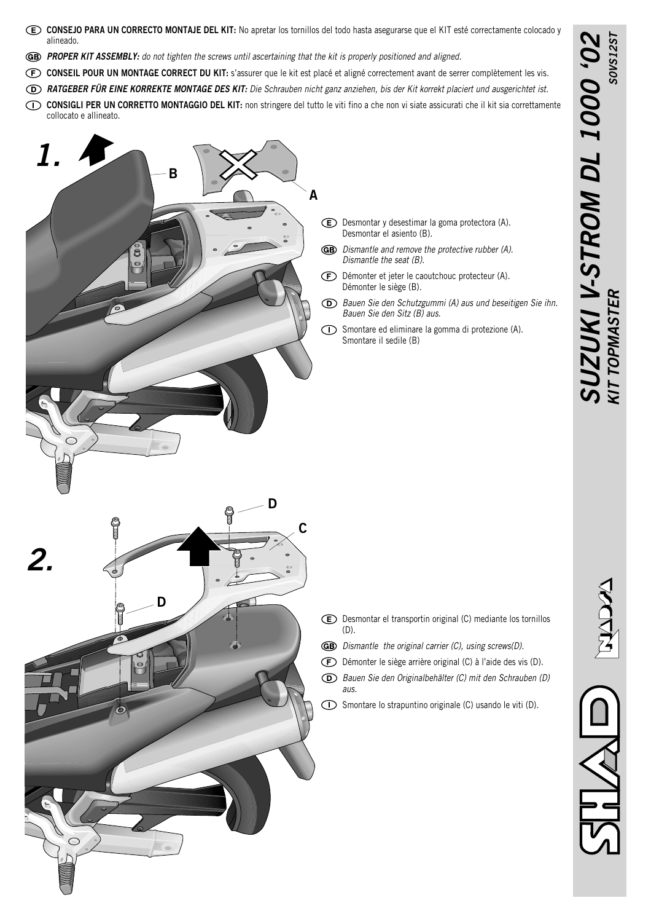# SUZUKI V-STROM DL 1000 '02

## KIT TOPMASTER

S0VS12ST

**E** **CONSEJO PARA UN CORRECTO MONTAJE DEL KIT:** No apretar los tornillos del todo hasta asegurarse que el KIT esté correctamente colocado y alineado.

**GB** ***PROPER KIT ASSEMBLY:*** *do not tighten the screws until ascertaining that the kit is properly positioned and aligned.*

**F** **CONSEIL POUR UN MONTAGE CORRECT DU KIT:** s'assurer que le kit est placé et aligné correctement avant de serrer complètement les vis.

**D** ***RATGEBER FÜR EINE KORREKTE MONTAGE DES KIT:*** *Die Schrauben nicht ganz anziehen, bis der Kit korrekt placiert und ausgerichtet ist.*

**I** **CONSIGLI PER UN CORRETTO MONTAGGIO DEL KIT:** non stringere del tutto le viti fino a che non vi siate assicurati che il kit sia correttamente collocato e allineato.

## 1.

B

A

**E** Desmontar y desestimar la goma protectora (A). Desmontar el asiento (B).

**GB** *Dismantle and remove the protective rubber (A). Dismantle the seat (B).*

**F** Démonter et jeter le caoutchouc protecteur (A). Démonter le siège (B).

**D** *Bauen Sie den Schutzgummi (A) aus und beseitigen Sie ihn. Bauen Sie den Sitz (B) aus.*

**I** Smontare ed eliminare la gomma di protezione (A). Smontare il sedile (B)

## 2.

D

C

D

**E** Desmontar el transportin original (C) mediante los tornillos (D).

**GB** *Dismantle the original carrier (C), using screws(D).*

**F** Démonter le siège arrière original (C) à l'aide des vis (D).

**D** *Bauen Sie den Originalbehälter (C) mit den Schrauben (D) aus.*

**I** Smontare lo strapuntino originale (C) usando le viti (D).

SHAD NADSA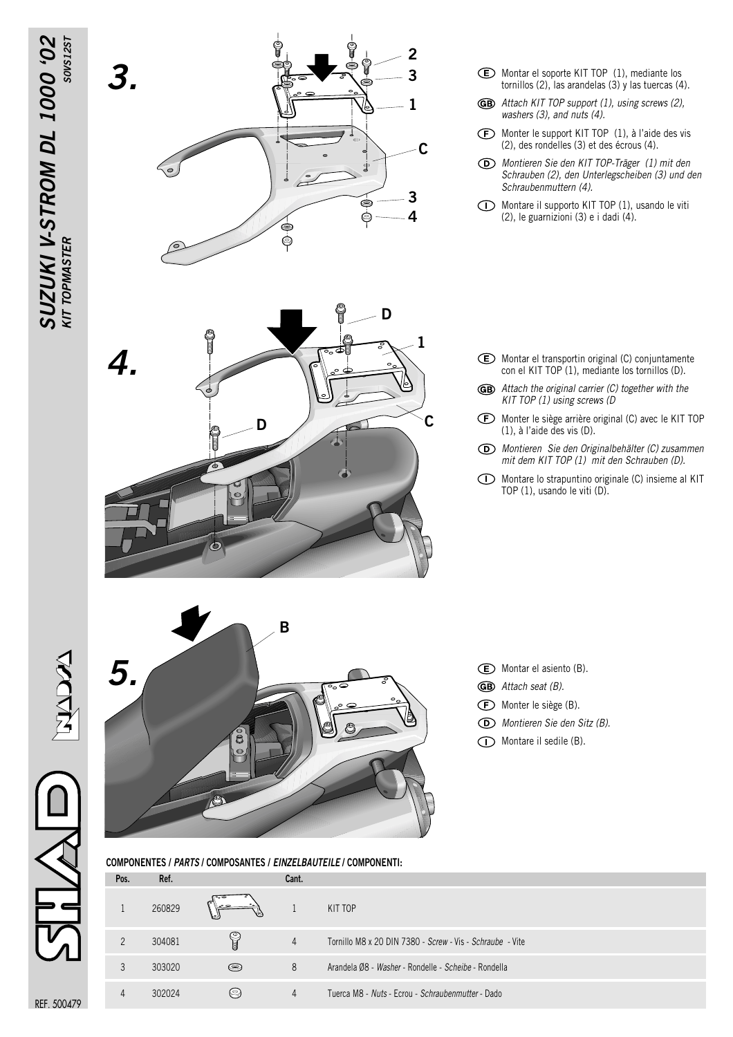# SUZUKI V-STROM DL 1000 '02

**KIT TOPMASTER**

S0VS12ST

## 3.

Ⓔ Montar el soporte KIT TOP (1), mediante los tornillos (2), las arandelas (3) y las tuercas (4).

Ⓖⓑ *Attach KIT TOP support (1), using screws (2), washers (3), and nuts (4).*

Ⓕ Monter le support KIT TOP (1), à l'aide des vis (2), des rondelles (3) et des écrous (4).

Ⓓ *Montieren Sie den KIT TOP-Träger (1) mit den Schrauben (2), den Unterlegscheiben (3) und den Schraubenmuttern (4).*

Ⓘ Montare il supporto KIT TOP (1), usando le viti (2), le guarnizioni (3) e i dadi (4).

## 4.

Ⓔ Montar el transportin original (C) conjuntamente con el KIT TOP (1), mediante los tornillos (D).

Ⓖⓑ *Attach the original carrier (C) together with the KIT TOP (1) using screws (D*

Ⓕ Monter le siège arrière original (C) avec le KIT TOP (1), à l'aide des vis (D).

Ⓓ *Montieren Sie den Originalbehälter (C) zusammen mit dem KIT TOP (1) mit den Schrauben (D).*

Ⓘ Montare lo strapuntino originale (C) insieme al KIT TOP (1), usando le viti (D).

## 5.

Ⓔ Montar el asiento (B).

Ⓖⓑ *Attach seat (B).*

Ⓕ Monter le siège (B).

Ⓓ *Montieren Sie den Sitz (B).*

Ⓘ Montare il sedile (B).

**COMPONENTES / *PARTS* / COMPOSANTES / *EINZELBAUTEILE* / COMPONENTI:**

| Pos. | Ref. | | Cant. | |
|---|---|---|---|---|
| 1 | 260829 | | 1 | KIT TOP |
| 2 | 304081 | | 4 | Tornillo M8 x 20 DIN 7380 - *Screw* - Vis - *Schraube* - Vite |
| 3 | 303020 | | 8 | Arandela Ø8 - *Washer* - Rondelle - *Scheibe* - Rondella |
| 4 | 302024 | | 4 | Tuerca M8 - *Nuts* - Ecrou - *Schraubenmutter* - Dado |

SHAD NADSA

REF. 500479